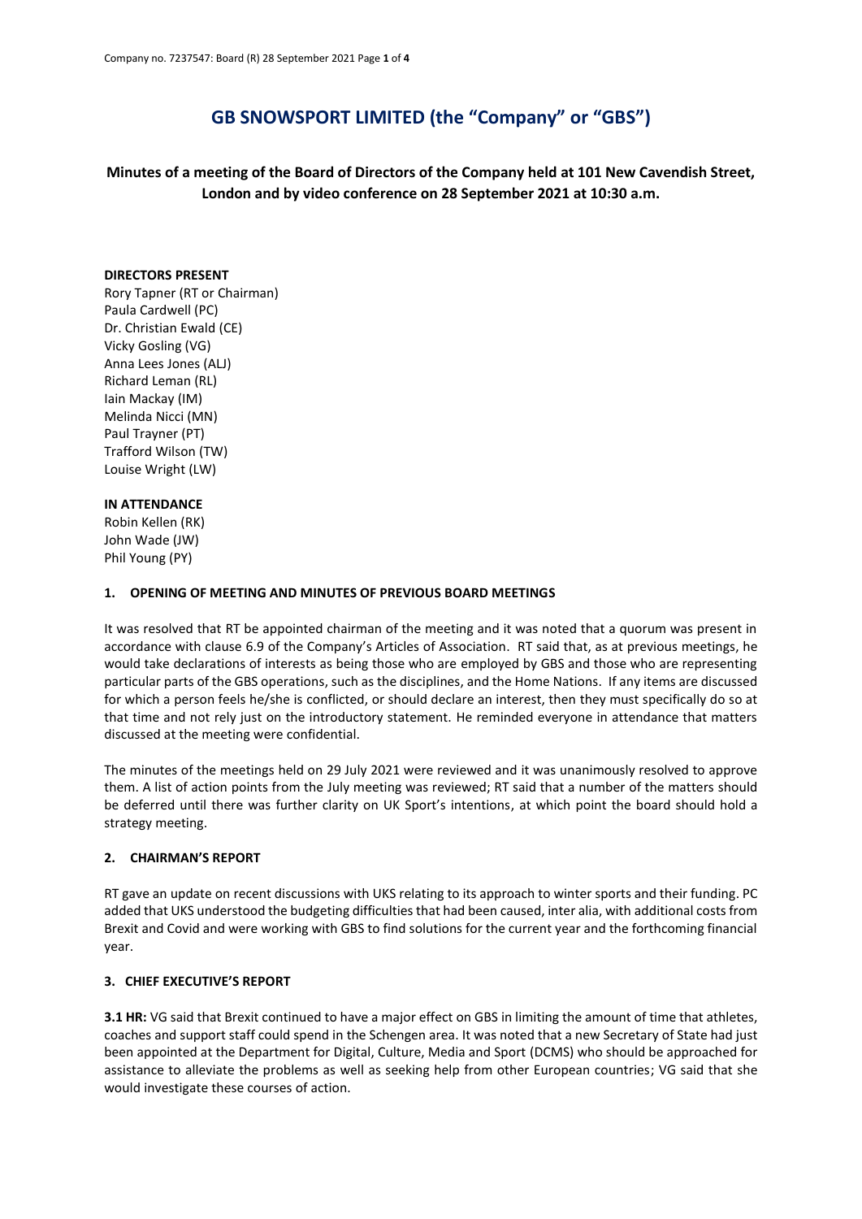# GB SNOWSPORT LIMITED (the "Company" or "GBS")

## Minutes of a meeting of the Board of Directors of the Company held at 101 New Cavendish Street, London and by video conference on 28 September 2021 at 10:30 a.m.

**DIRECTORS PRESENT**

Rory Tapner (RT or Chairman)
Paula Cardwell (PC)
Dr. Christian Ewald (CE)
Vicky Gosling (VG)
Anna Lees Jones (ALJ)
Richard Leman (RL)
Iain Mackay (IM)
Melinda Nicci (MN)
Paul Trayner (PT)
Trafford Wilson (TW)
Louise Wright (LW)

**IN ATTENDANCE**

Robin Kellen (RK)
John Wade (JW)
Phil Young (PY)

### 1. OPENING OF MEETING AND MINUTES OF PREVIOUS BOARD MEETINGS

It was resolved that RT be appointed chairman of the meeting and it was noted that a quorum was present in accordance with clause 6.9 of the Company's Articles of Association. RT said that, as at previous meetings, he would take declarations of interests as being those who are employed by GBS and those who are representing particular parts of the GBS operations, such as the disciplines, and the Home Nations. If any items are discussed for which a person feels he/she is conflicted, or should declare an interest, then they must specifically do so at that time and not rely just on the introductory statement. He reminded everyone in attendance that matters discussed at the meeting were confidential.

The minutes of the meetings held on 29 July 2021 were reviewed and it was unanimously resolved to approve them. A list of action points from the July meeting was reviewed; RT said that a number of the matters should be deferred until there was further clarity on UK Sport's intentions, at which point the board should hold a strategy meeting.

### 2. CHAIRMAN'S REPORT

RT gave an update on recent discussions with UKS relating to its approach to winter sports and their funding. PC added that UKS understood the budgeting difficulties that had been caused, inter alia, with additional costs from Brexit and Covid and were working with GBS to find solutions for the current year and the forthcoming financial year.

### 3. CHIEF EXECUTIVE'S REPORT

**3.1 HR:** VG said that Brexit continued to have a major effect on GBS in limiting the amount of time that athletes, coaches and support staff could spend in the Schengen area. It was noted that a new Secretary of State had just been appointed at the Department for Digital, Culture, Media and Sport (DCMS) who should be approached for assistance to alleviate the problems as well as seeking help from other European countries; VG said that she would investigate these courses of action.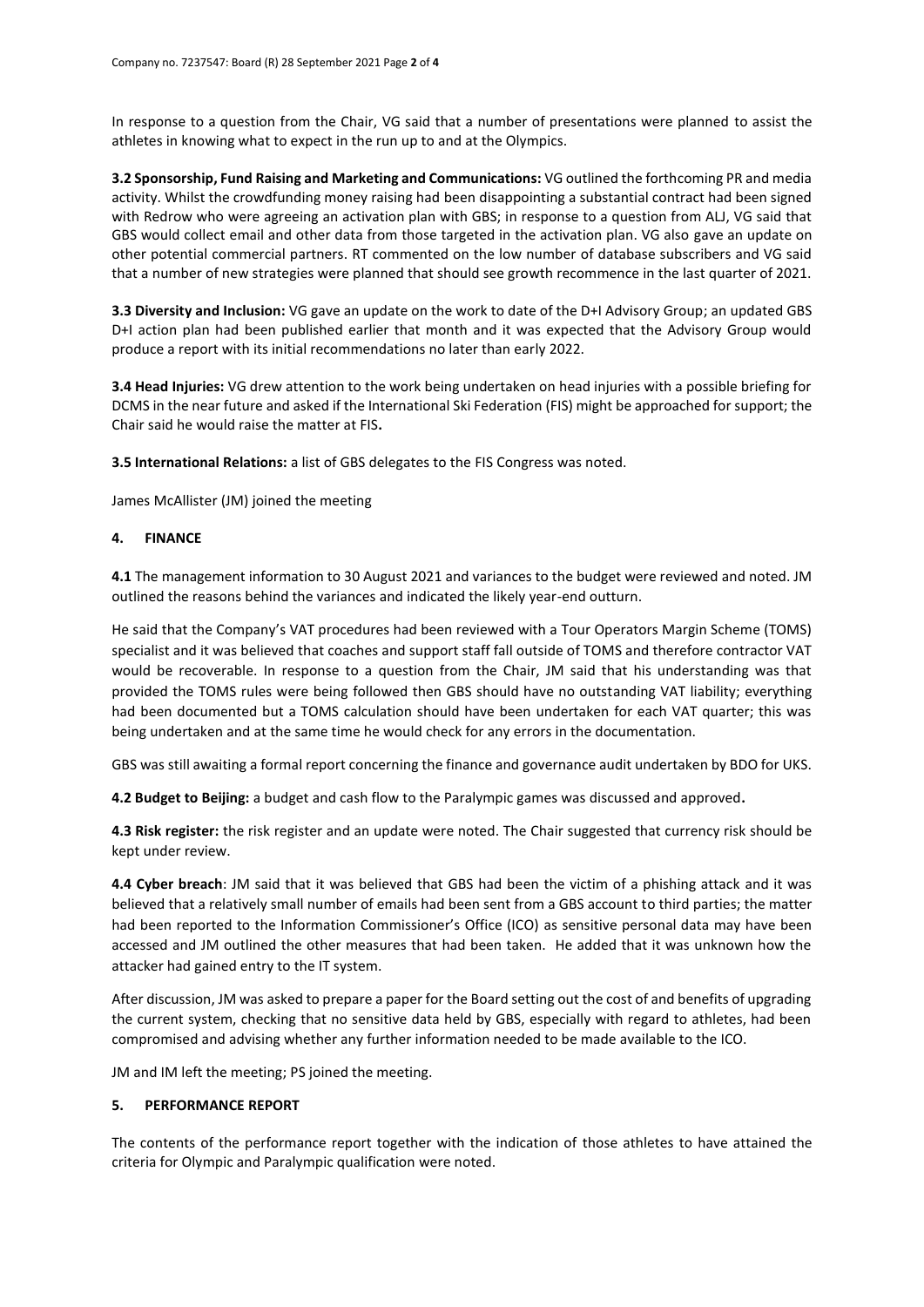In response to a question from the Chair, VG said that a number of presentations were planned to assist the athletes in knowing what to expect in the run up to and at the Olympics.

**3.2 Sponsorship, Fund Raising and Marketing and Communications:** VG outlined the forthcoming PR and media activity. Whilst the crowdfunding money raising had been disappointing a substantial contract had been signed with Redrow who were agreeing an activation plan with GBS; in response to a question from ALJ, VG said that GBS would collect email and other data from those targeted in the activation plan. VG also gave an update on other potential commercial partners. RT commented on the low number of database subscribers and VG said that a number of new strategies were planned that should see growth recommence in the last quarter of 2021.

**3.3 Diversity and Inclusion:** VG gave an update on the work to date of the D+I Advisory Group; an updated GBS D+I action plan had been published earlier that month and it was expected that the Advisory Group would produce a report with its initial recommendations no later than early 2022.

**3.4 Head Injuries:** VG drew attention to the work being undertaken on head injuries with a possible briefing for DCMS in the near future and asked if the International Ski Federation (FIS) might be approached for support; the Chair said he would raise the matter at FIS**.**

**3.5 International Relations:** a list of GBS delegates to the FIS Congress was noted.

James McAllister (JM) joined the meeting

## 4. FINANCE

**4.1** The management information to 30 August 2021 and variances to the budget were reviewed and noted. JM outlined the reasons behind the variances and indicated the likely year-end outturn.

He said that the Company's VAT procedures had been reviewed with a Tour Operators Margin Scheme (TOMS) specialist and it was believed that coaches and support staff fall outside of TOMS and therefore contractor VAT would be recoverable. In response to a question from the Chair, JM said that his understanding was that provided the TOMS rules were being followed then GBS should have no outstanding VAT liability; everything had been documented but a TOMS calculation should have been undertaken for each VAT quarter; this was being undertaken and at the same time he would check for any errors in the documentation.

GBS was still awaiting a formal report concerning the finance and governance audit undertaken by BDO for UKS.

**4.2 Budget to Beijing:** a budget and cash flow to the Paralympic games was discussed and approved**.**

**4.3 Risk register:** the risk register and an update were noted. The Chair suggested that currency risk should be kept under review.

**4.4 Cyber breach**: JM said that it was believed that GBS had been the victim of a phishing attack and it was believed that a relatively small number of emails had been sent from a GBS account to third parties; the matter had been reported to the Information Commissioner's Office (ICO) as sensitive personal data may have been accessed and JM outlined the other measures that had been taken. He added that it was unknown how the attacker had gained entry to the IT system.

After discussion, JM was asked to prepare a paper for the Board setting out the cost of and benefits of upgrading the current system, checking that no sensitive data held by GBS, especially with regard to athletes, had been compromised and advising whether any further information needed to be made available to the ICO.

JM and IM left the meeting; PS joined the meeting.

## 5. PERFORMANCE REPORT

The contents of the performance report together with the indication of those athletes to have attained the criteria for Olympic and Paralympic qualification were noted.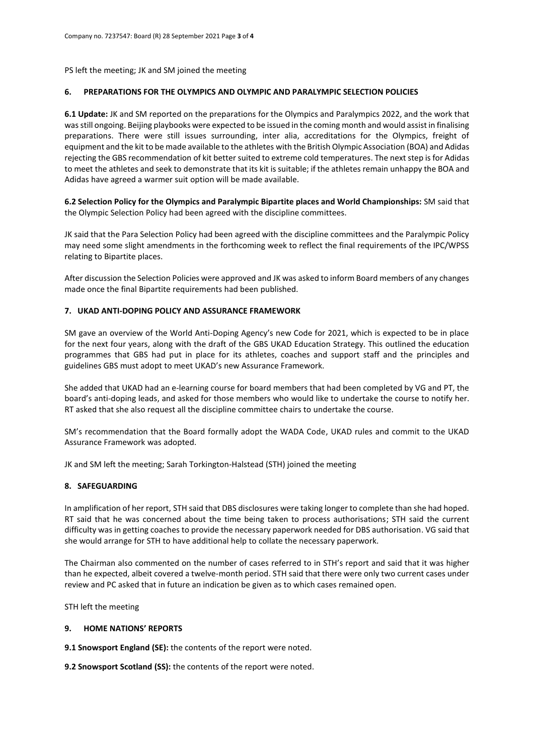PS left the meeting; JK and SM joined the meeting

## 6. PREPARATIONS FOR THE OLYMPICS AND OLYMPIC AND PARALYMPIC SELECTION POLICIES

**6.1 Update:** JK and SM reported on the preparations for the Olympics and Paralympics 2022, and the work that was still ongoing. Beijing playbooks were expected to be issued in the coming month and would assist in finalising preparations. There were still issues surrounding, inter alia, accreditations for the Olympics, freight of equipment and the kit to be made available to the athletes with the British Olympic Association (BOA) and Adidas rejecting the GBS recommendation of kit better suited to extreme cold temperatures. The next step is for Adidas to meet the athletes and seek to demonstrate that its kit is suitable; if the athletes remain unhappy the BOA and Adidas have agreed a warmer suit option will be made available.

**6.2 Selection Policy for the Olympics and Paralympic Bipartite places and World Championships:** SM said that the Olympic Selection Policy had been agreed with the discipline committees.

JK said that the Para Selection Policy had been agreed with the discipline committees and the Paralympic Policy may need some slight amendments in the forthcoming week to reflect the final requirements of the IPC/WPSS relating to Bipartite places.

After discussion the Selection Policies were approved and JK was asked to inform Board members of any changes made once the final Bipartite requirements had been published.

## 7. UKAD ANTI-DOPING POLICY AND ASSURANCE FRAMEWORK

SM gave an overview of the World Anti-Doping Agency's new Code for 2021, which is expected to be in place for the next four years, along with the draft of the GBS UKAD Education Strategy. This outlined the education programmes that GBS had put in place for its athletes, coaches and support staff and the principles and guidelines GBS must adopt to meet UKAD's new Assurance Framework.

She added that UKAD had an e-learning course for board members that had been completed by VG and PT, the board's anti-doping leads, and asked for those members who would like to undertake the course to notify her. RT asked that she also request all the discipline committee chairs to undertake the course.

SM's recommendation that the Board formally adopt the WADA Code, UKAD rules and commit to the UKAD Assurance Framework was adopted.

JK and SM left the meeting; Sarah Torkington-Halstead (STH) joined the meeting

## 8. SAFEGUARDING

In amplification of her report, STH said that DBS disclosures were taking longer to complete than she had hoped. RT said that he was concerned about the time being taken to process authorisations; STH said the current difficulty was in getting coaches to provide the necessary paperwork needed for DBS authorisation. VG said that she would arrange for STH to have additional help to collate the necessary paperwork.

The Chairman also commented on the number of cases referred to in STH's report and said that it was higher than he expected, albeit covered a twelve-month period. STH said that there were only two current cases under review and PC asked that in future an indication be given as to which cases remained open.

STH left the meeting

## 9. HOME NATIONS' REPORTS

**9.1 Snowsport England (SE):** the contents of the report were noted.

**9.2 Snowsport Scotland (SS):** the contents of the report were noted.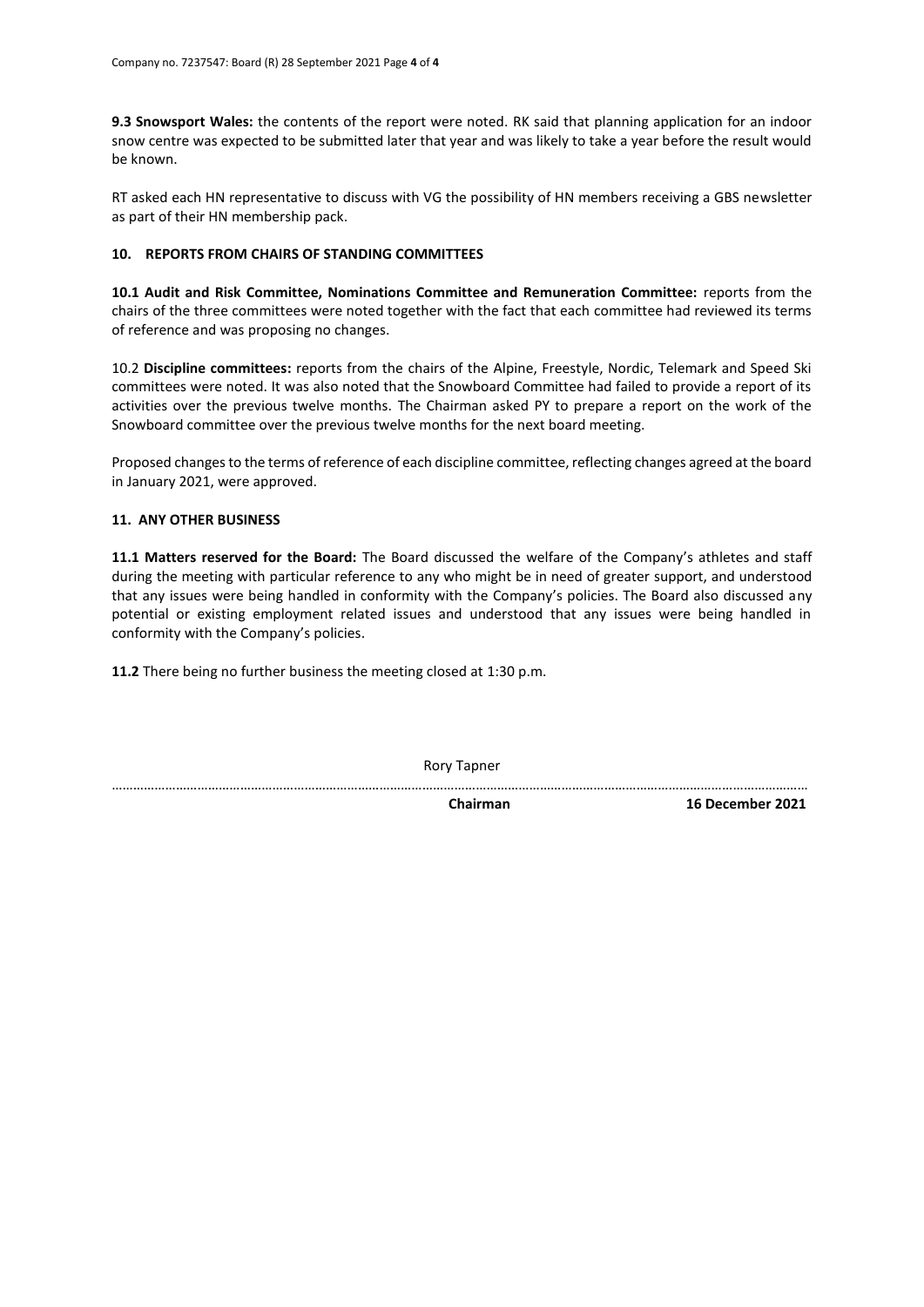**9.3 Snowsport Wales:** the contents of the report were noted. RK said that planning application for an indoor snow centre was expected to be submitted later that year and was likely to take a year before the result would be known.

RT asked each HN representative to discuss with VG the possibility of HN members receiving a GBS newsletter as part of their HN membership pack.

## 10. REPORTS FROM CHAIRS OF STANDING COMMITTEES

**10.1 Audit and Risk Committee, Nominations Committee and Remuneration Committee:** reports from the chairs of the three committees were noted together with the fact that each committee had reviewed its terms of reference and was proposing no changes.

10.2 **Discipline committees:** reports from the chairs of the Alpine, Freestyle, Nordic, Telemark and Speed Ski committees were noted. It was also noted that the Snowboard Committee had failed to provide a report of its activities over the previous twelve months. The Chairman asked PY to prepare a report on the work of the Snowboard committee over the previous twelve months for the next board meeting.

Proposed changes to the terms of reference of each discipline committee, reflecting changes agreed at the board in January 2021, were approved.

## 11. ANY OTHER BUSINESS

**11.1 Matters reserved for the Board:** The Board discussed the welfare of the Company's athletes and staff during the meeting with particular reference to any who might be in need of greater support, and understood that any issues were being handled in conformity with the Company's policies. The Board also discussed any potential or existing employment related issues and understood that any issues were being handled in conformity with the Company's policies.

**11.2** There being no further business the meeting closed at 1:30 p.m.

Rory Tapner

……………………………………………………………………………………………………………………………………………

**Chairman** **16 December 2021**